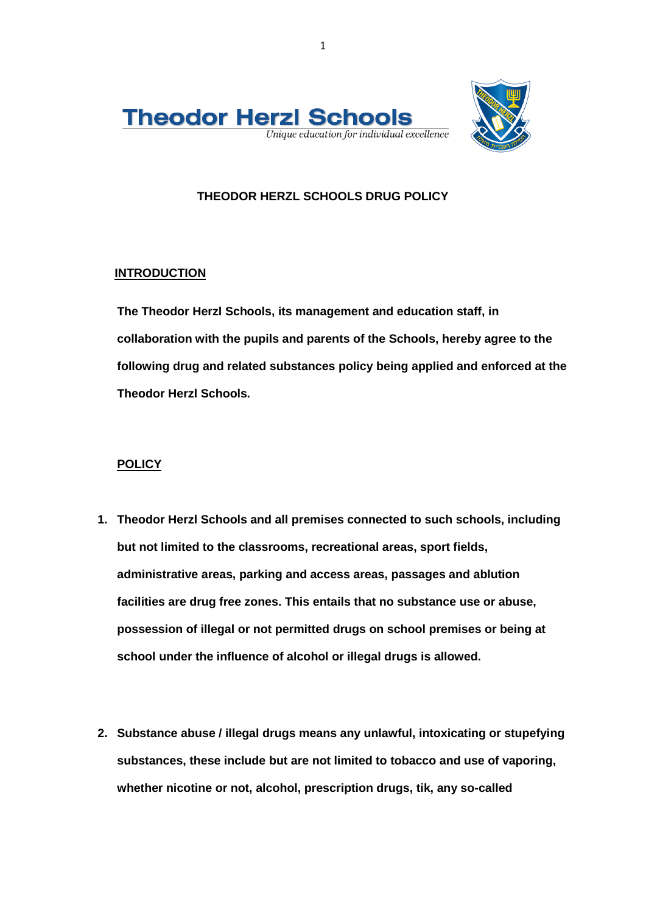**Theodor Herzl Schools**

*Unique education for individual excellence*

# THEODOR HERZL SCHOOLS DRUG POLICY

## INTRODUCTION

**The Theodor Herzl Schools, its management and education staff, in collaboration with the pupils and parents of the Schools, hereby agree to the following drug and related substances policy being applied and enforced at the Theodor Herzl Schools.**

## POLICY

1. **Theodor Herzl Schools and all premises connected to such schools, including but not limited to the classrooms, recreational areas, sport fields, administrative areas, parking and access areas, passages and ablution facilities are drug free zones. This entails that no substance use or abuse, possession of illegal or not permitted drugs on school premises or being at school under the influence of alcohol or illegal drugs is allowed.**

2. **Substance abuse / illegal drugs means any unlawful, intoxicating or stupefying substances, these include but are not limited to tobacco and use of vaporing, whether nicotine or not, alcohol, prescription drugs, tik, any so-called**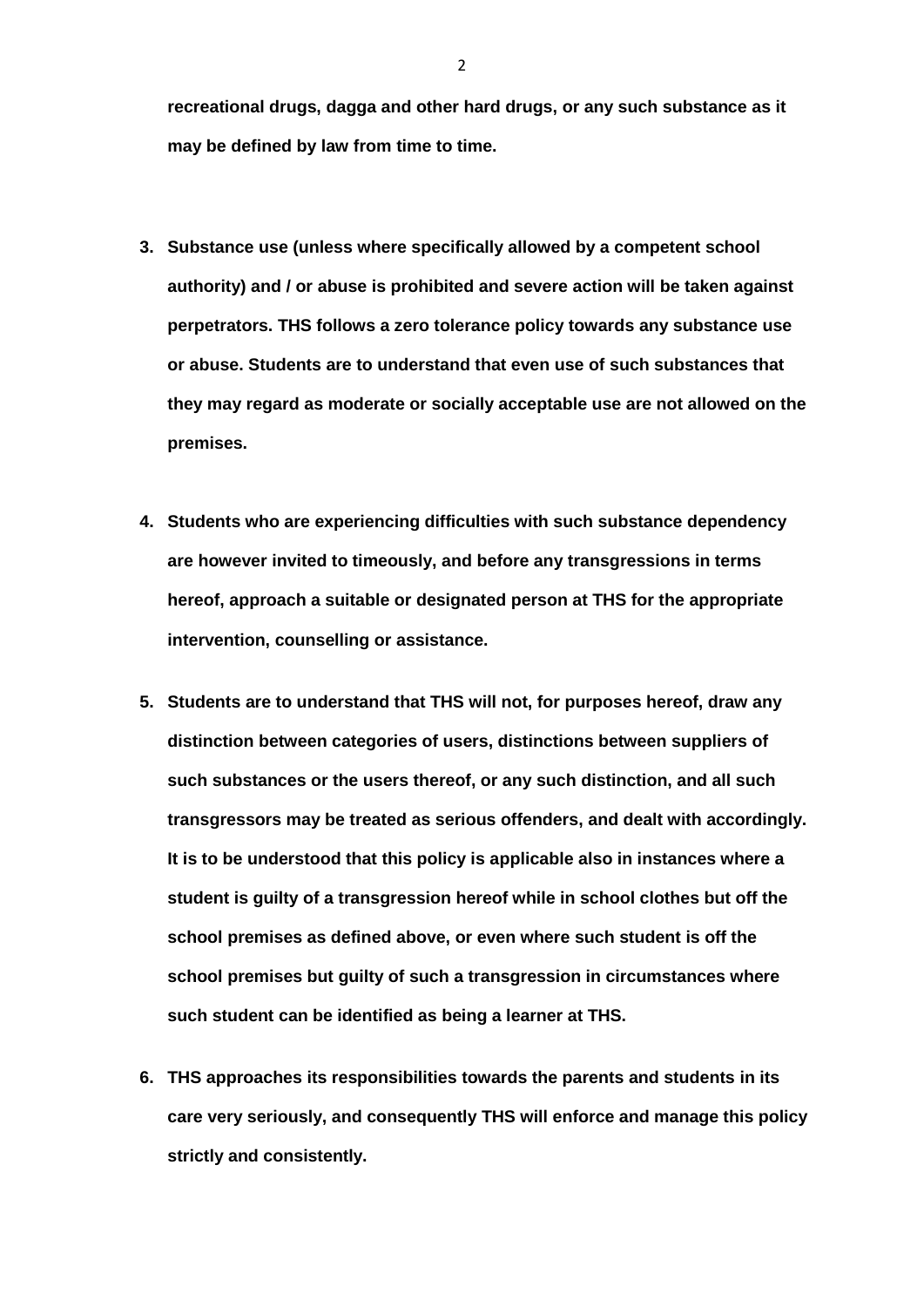**recreational drugs, dagga and other hard drugs, or any such substance as it may be defined by law from time to time.**

3. **Substance use (unless where specifically allowed by a competent school authority) and / or abuse is prohibited and severe action will be taken against perpetrators. THS follows a zero tolerance policy towards any substance use or abuse. Students are to understand that even use of such substances that they may regard as moderate or socially acceptable use are not allowed on the premises.**

4. **Students who are experiencing difficulties with such substance dependency are however invited to timeously, and before any transgressions in terms hereof, approach a suitable or designated person at THS for the appropriate intervention, counselling or assistance.**

5. **Students are to understand that THS will not, for purposes hereof, draw any distinction between categories of users, distinctions between suppliers of such substances or the users thereof, or any such distinction, and all such transgressors may be treated as serious offenders, and dealt with accordingly. It is to be understood that this policy is applicable also in instances where a student is guilty of a transgression hereof while in school clothes but off the school premises as defined above, or even where such student is off the school premises but guilty of such a transgression in circumstances where such student can be identified as being a learner at THS.**

6. **THS approaches its responsibilities towards the parents and students in its care very seriously, and consequently THS will enforce and manage this policy strictly and consistently.**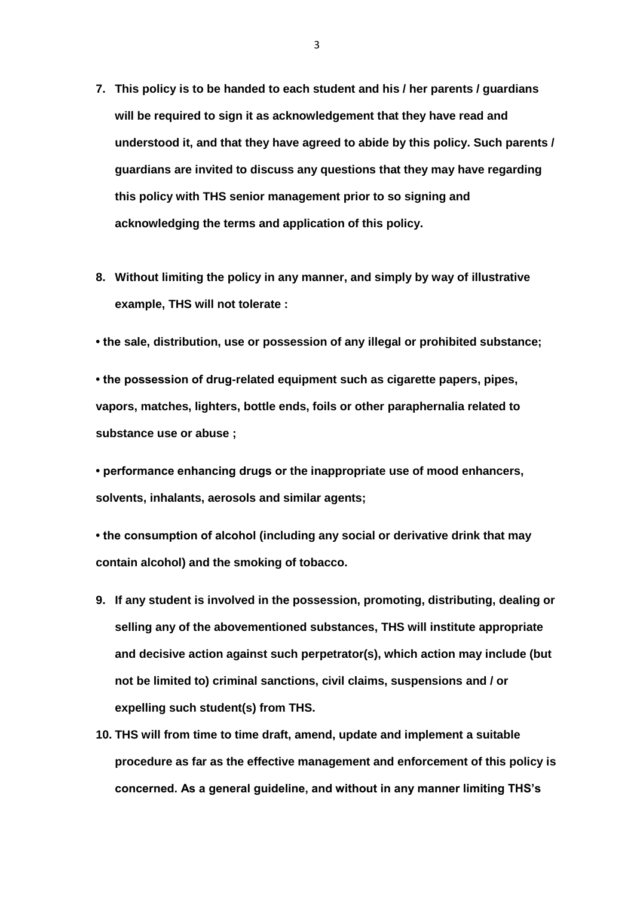7. **This policy is to be handed to each student and his / her parents / guardians will be required to sign it as acknowledgement that they have read and understood it, and that they have agreed to abide by this policy. Such parents / guardians are invited to discuss any questions that they may have regarding this policy with THS senior management prior to so signing and acknowledging the terms and application of this policy.**

8. **Without limiting the policy in any manner, and simply by way of illustrative example, THS will not tolerate :**

**• the sale, distribution, use or possession of any illegal or prohibited substance;**

**• the possession of drug-related equipment such as cigarette papers, pipes, vapors, matches, lighters, bottle ends, foils or other paraphernalia related to substance use or abuse ;**

**• performance enhancing drugs or the inappropriate use of mood enhancers, solvents, inhalants, aerosols and similar agents;**

**• the consumption of alcohol (including any social or derivative drink that may contain alcohol) and the smoking of tobacco.**

9. **If any student is involved in the possession, promoting, distributing, dealing or selling any of the abovementioned substances, THS will institute appropriate and decisive action against such perpetrator(s), which action may include (but not be limited to) criminal sanctions, civil claims, suspensions and / or expelling such student(s) from THS.**

10. **THS will from time to time draft, amend, update and implement a suitable procedure as far as the effective management and enforcement of this policy is concerned. As a general guideline, and without in any manner limiting THS's**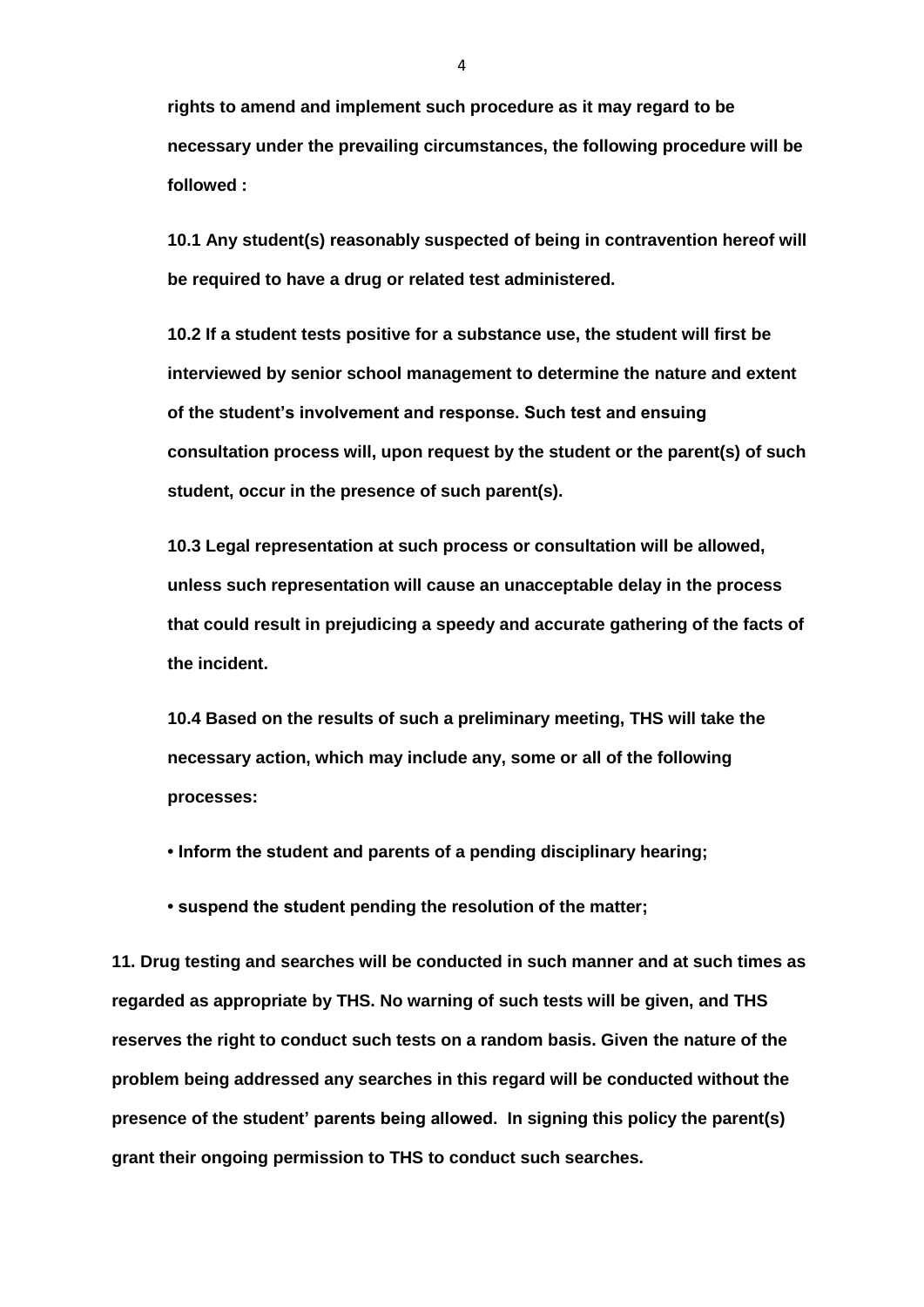**rights to amend and implement such procedure as it may regard to be necessary under the prevailing circumstances, the following procedure will be followed :**

**10.1 Any student(s) reasonably suspected of being in contravention hereof will be required to have a drug or related test administered.**

**10.2 If a student tests positive for a substance use, the student will first be interviewed by senior school management to determine the nature and extent of the student's involvement and response. Such test and ensuing consultation process will, upon request by the student or the parent(s) of such student, occur in the presence of such parent(s).**

**10.3 Legal representation at such process or consultation will be allowed, unless such representation will cause an unacceptable delay in the process that could result in prejudicing a speedy and accurate gathering of the facts of the incident.**

**10.4 Based on the results of such a preliminary meeting, THS will take the necessary action, which may include any, some or all of the following processes:**

- **Inform the student and parents of a pending disciplinary hearing;**
- **suspend the student pending the resolution of the matter;**

**11. Drug testing and searches will be conducted in such manner and at such times as regarded as appropriate by THS. No warning of such tests will be given, and THS reserves the right to conduct such tests on a random basis. Given the nature of the problem being addressed any searches in this regard will be conducted without the presence of the student' parents being allowed. In signing this policy the parent(s) grant their ongoing permission to THS to conduct such searches.**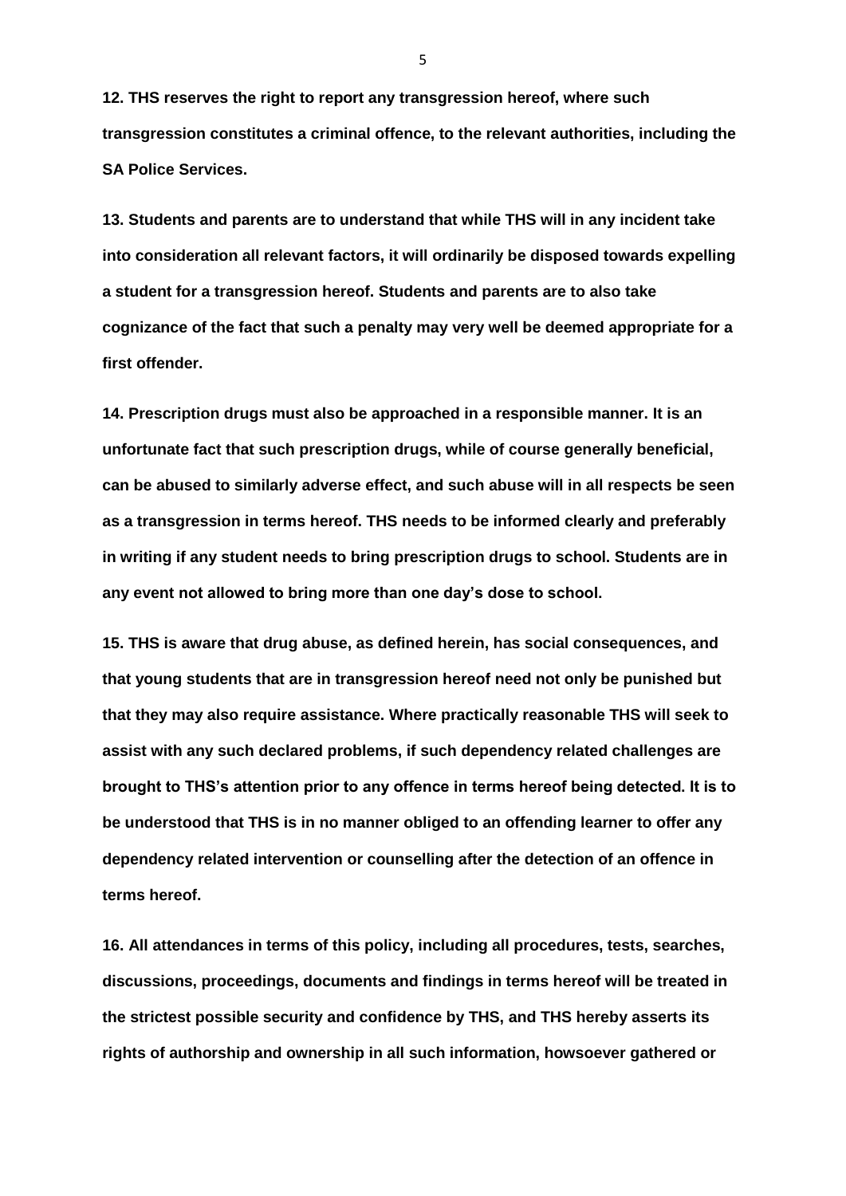**12. THS reserves the right to report any transgression hereof, where such transgression constitutes a criminal offence, to the relevant authorities, including the SA Police Services.**

**13. Students and parents are to understand that while THS will in any incident take into consideration all relevant factors, it will ordinarily be disposed towards expelling a student for a transgression hereof. Students and parents are to also take cognizance of the fact that such a penalty may very well be deemed appropriate for a first offender.**

**14. Prescription drugs must also be approached in a responsible manner. It is an unfortunate fact that such prescription drugs, while of course generally beneficial, can be abused to similarly adverse effect, and such abuse will in all respects be seen as a transgression in terms hereof. THS needs to be informed clearly and preferably in writing if any student needs to bring prescription drugs to school. Students are in any event not allowed to bring more than one day's dose to school.**

**15. THS is aware that drug abuse, as defined herein, has social consequences, and that young students that are in transgression hereof need not only be punished but that they may also require assistance. Where practically reasonable THS will seek to assist with any such declared problems, if such dependency related challenges are brought to THS's attention prior to any offence in terms hereof being detected. It is to be understood that THS is in no manner obliged to an offending learner to offer any dependency related intervention or counselling after the detection of an offence in terms hereof.**

**16. All attendances in terms of this policy, including all procedures, tests, searches, discussions, proceedings, documents and findings in terms hereof will be treated in the strictest possible security and confidence by THS, and THS hereby asserts its rights of authorship and ownership in all such information, howsoever gathered or**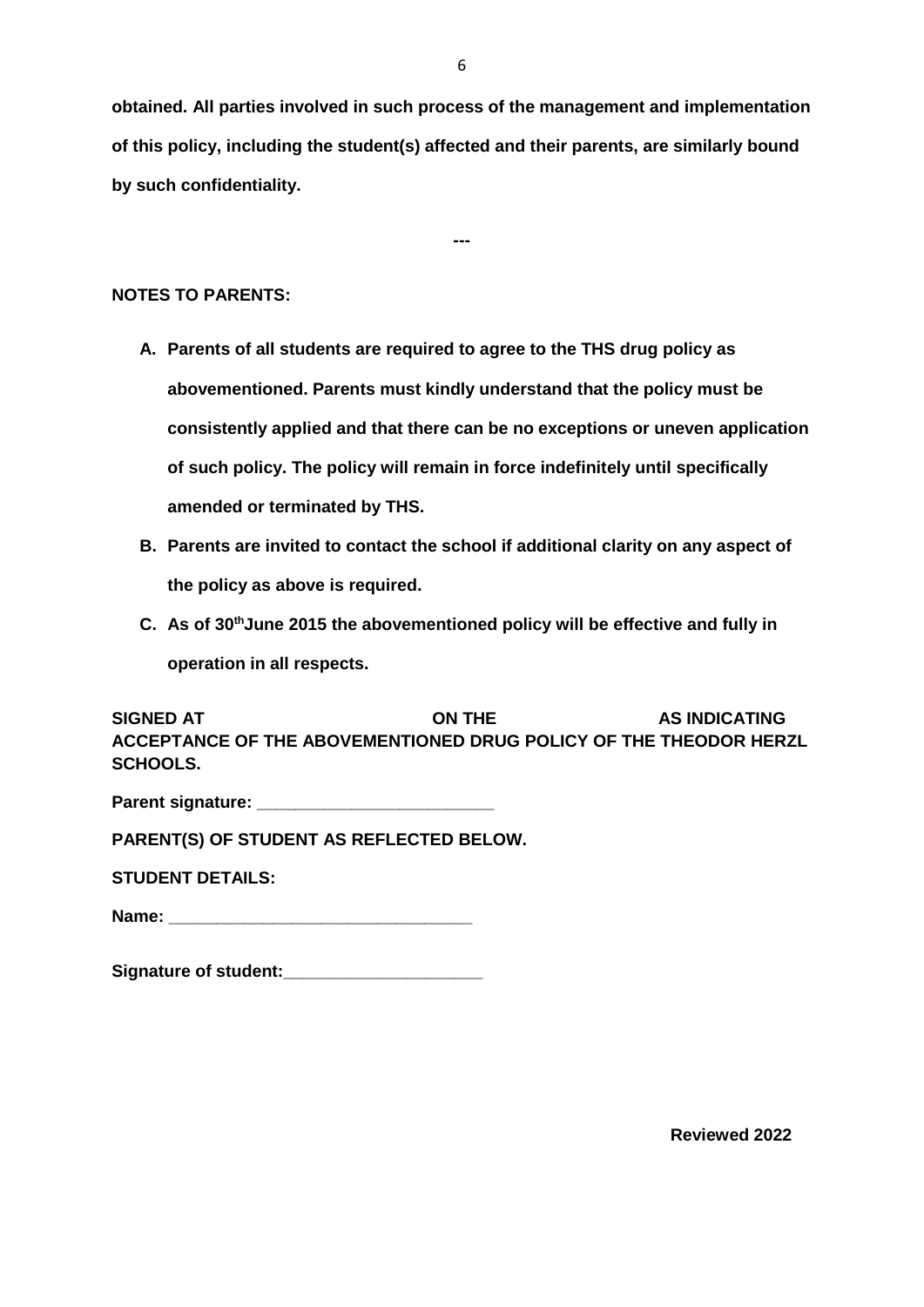**obtained. All parties involved in such process of the management and implementation of this policy, including the student(s) affected and their parents, are similarly bound by such confidentiality.**

---

**NOTES TO PARENTS:**

A. **Parents of all students are required to agree to the THS drug policy as abovementioned. Parents must kindly understand that the policy must be consistently applied and that there can be no exceptions or uneven application of such policy. The policy will remain in force indefinitely until specifically amended or terminated by THS.**
B. **Parents are invited to contact the school if additional clarity on any aspect of the policy as above is required.**
C. **As of 30th June 2015 the abovementioned policy will be effective and fully in operation in all respects.**

**SIGNED AT                    ON THE                    AS INDICATING ACCEPTANCE OF THE ABOVEMENTIONED DRUG POLICY OF THE THEODOR HERZL SCHOOLS.**

**Parent signature: ________________________**

**PARENT(S) OF STUDENT AS REFLECTED BELOW.**

**STUDENT DETAILS:**

**Name: ______________________________**

**Signature of student:____________________**

**Reviewed 2022**